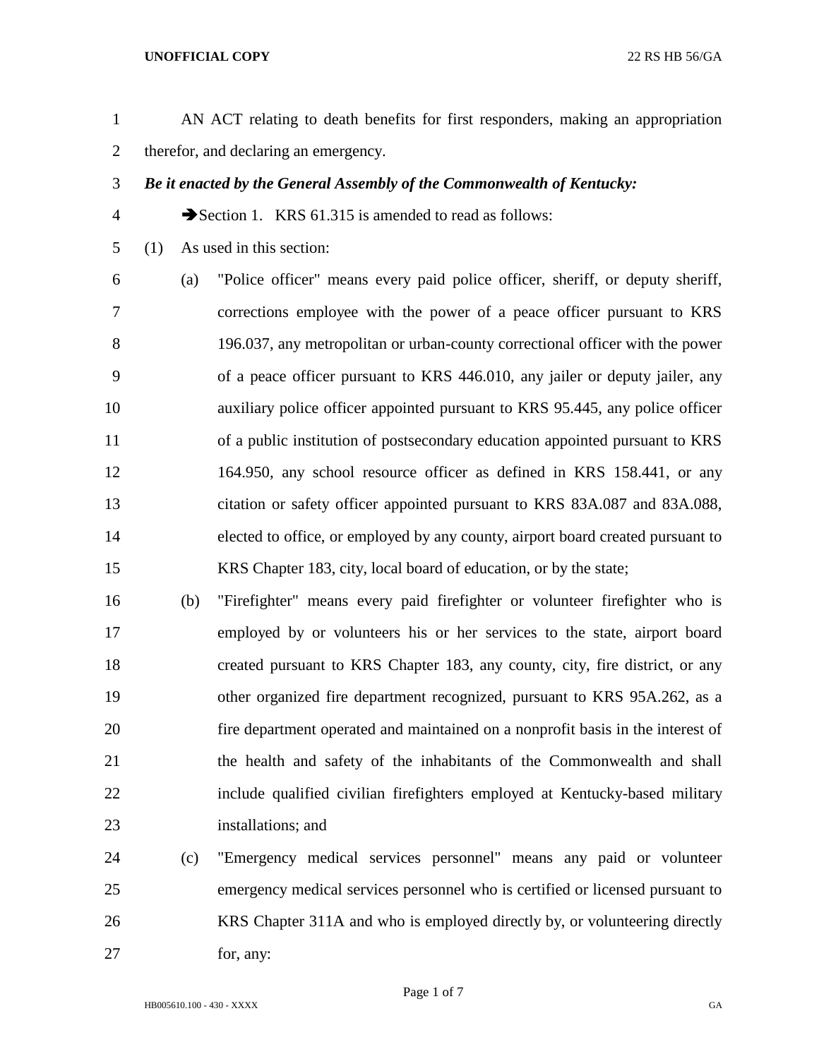AN ACT relating to death benefits for first responders, making an appropriation therefor, and declaring an emergency.

***Be it enacted by the General Assembly of the Commonwealth of Kentucky:***

➔Section 1. KRS 61.315 is amended to read as follows:

(1) As used in this section:

(a) "Police officer" means every paid police officer, sheriff, or deputy sheriff, corrections employee with the power of a peace officer pursuant to KRS 196.037, any metropolitan or urban-county correctional officer with the power of a peace officer pursuant to KRS 446.010, any jailer or deputy jailer, any auxiliary police officer appointed pursuant to KRS 95.445, any police officer of a public institution of postsecondary education appointed pursuant to KRS 164.950, any school resource officer as defined in KRS 158.441, or any citation or safety officer appointed pursuant to KRS 83A.087 and 83A.088, elected to office, or employed by any county, airport board created pursuant to KRS Chapter 183, city, local board of education, or by the state;

(b) "Firefighter" means every paid firefighter or volunteer firefighter who is employed by or volunteers his or her services to the state, airport board created pursuant to KRS Chapter 183, any county, city, fire district, or any other organized fire department recognized, pursuant to KRS 95A.262, as a fire department operated and maintained on a nonprofit basis in the interest of the health and safety of the inhabitants of the Commonwealth and shall include qualified civilian firefighters employed at Kentucky-based military installations; and

(c) "Emergency medical services personnel" means any paid or volunteer emergency medical services personnel who is certified or licensed pursuant to KRS Chapter 311A and who is employed directly by, or volunteering directly for, any: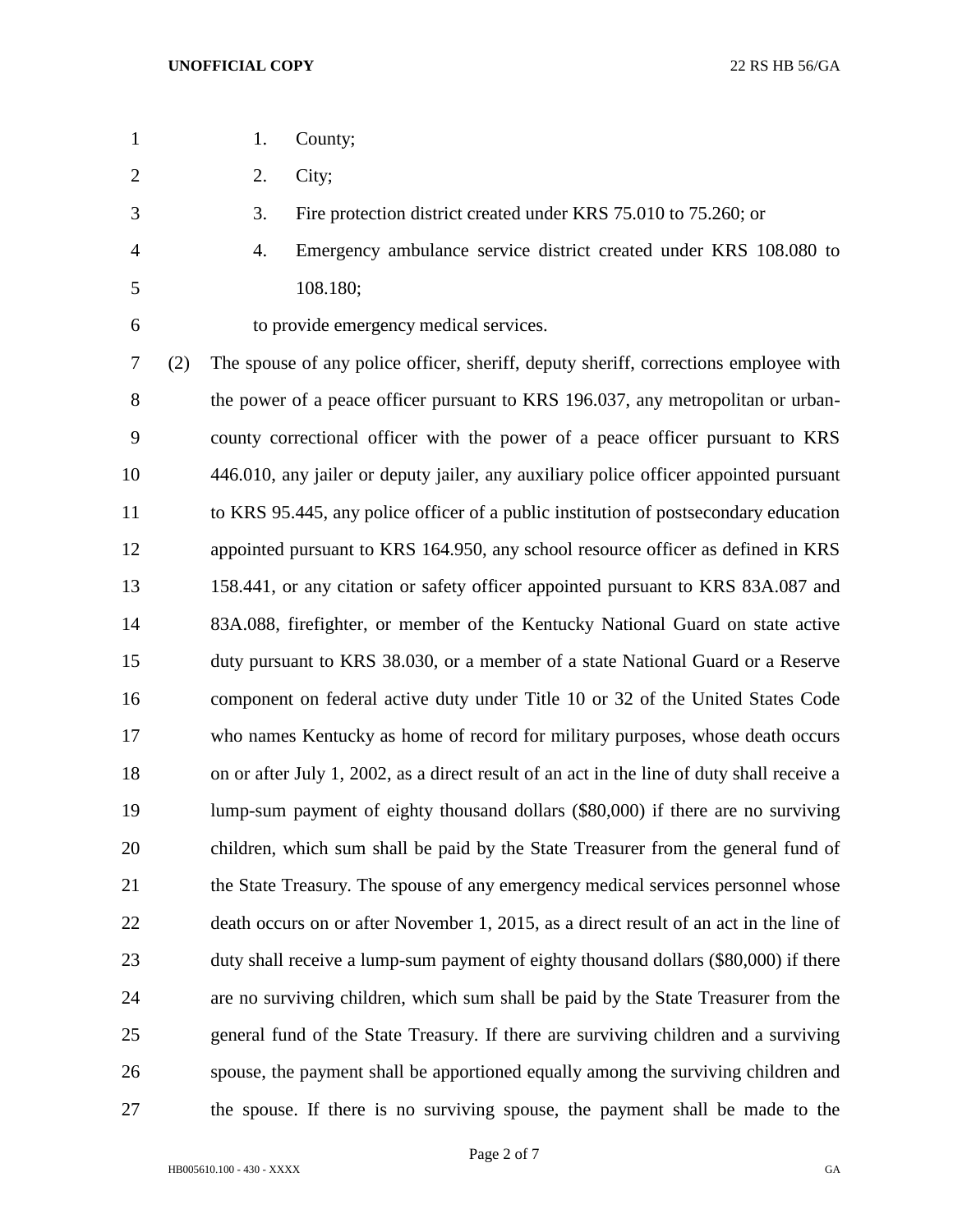1. County;
2. City;
3. Fire protection district created under KRS 75.010 to 75.260; or
4. Emergency ambulance service district created under KRS 108.080 to 108.180;

to provide emergency medical services.

(2) The spouse of any police officer, sheriff, deputy sheriff, corrections employee with the power of a peace officer pursuant to KRS 196.037, any metropolitan or urban-county correctional officer with the power of a peace officer pursuant to KRS 446.010, any jailer or deputy jailer, any auxiliary police officer appointed pursuant to KRS 95.445, any police officer of a public institution of postsecondary education appointed pursuant to KRS 164.950, any school resource officer as defined in KRS 158.441, or any citation or safety officer appointed pursuant to KRS 83A.087 and 83A.088, firefighter, or member of the Kentucky National Guard on state active duty pursuant to KRS 38.030, or a member of a state National Guard or a Reserve component on federal active duty under Title 10 or 32 of the United States Code who names Kentucky as home of record for military purposes, whose death occurs on or after July 1, 2002, as a direct result of an act in the line of duty shall receive a lump-sum payment of eighty thousand dollars ($80,000) if there are no surviving children, which sum shall be paid by the State Treasurer from the general fund of the State Treasury. The spouse of any emergency medical services personnel whose death occurs on or after November 1, 2015, as a direct result of an act in the line of duty shall receive a lump-sum payment of eighty thousand dollars ($80,000) if there are no surviving children, which sum shall be paid by the State Treasurer from the general fund of the State Treasury. If there are surviving children and a surviving spouse, the payment shall be apportioned equally among the surviving children and the spouse. If there is no surviving spouse, the payment shall be made to the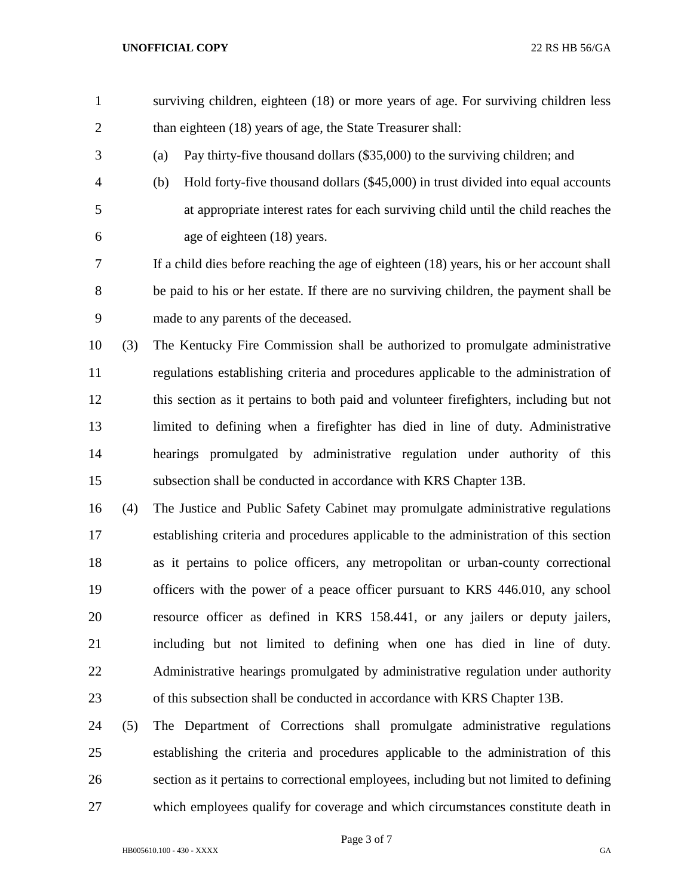surviving children, eighteen (18) or more years of age. For surviving children less than eighteen (18) years of age, the State Treasurer shall:

(a) Pay thirty-five thousand dollars ($35,000) to the surviving children; and

(b) Hold forty-five thousand dollars ($45,000) in trust divided into equal accounts at appropriate interest rates for each surviving child until the child reaches the age of eighteen (18) years.

If a child dies before reaching the age of eighteen (18) years, his or her account shall be paid to his or her estate. If there are no surviving children, the payment shall be made to any parents of the deceased.

(3) The Kentucky Fire Commission shall be authorized to promulgate administrative regulations establishing criteria and procedures applicable to the administration of this section as it pertains to both paid and volunteer firefighters, including but not limited to defining when a firefighter has died in line of duty. Administrative hearings promulgated by administrative regulation under authority of this subsection shall be conducted in accordance with KRS Chapter 13B.

(4) The Justice and Public Safety Cabinet may promulgate administrative regulations establishing criteria and procedures applicable to the administration of this section as it pertains to police officers, any metropolitan or urban-county correctional officers with the power of a peace officer pursuant to KRS 446.010, any school resource officer as defined in KRS 158.441, or any jailers or deputy jailers, including but not limited to defining when one has died in line of duty. Administrative hearings promulgated by administrative regulation under authority of this subsection shall be conducted in accordance with KRS Chapter 13B.

(5) The Department of Corrections shall promulgate administrative regulations establishing the criteria and procedures applicable to the administration of this section as it pertains to correctional employees, including but not limited to defining which employees qualify for coverage and which circumstances constitute death in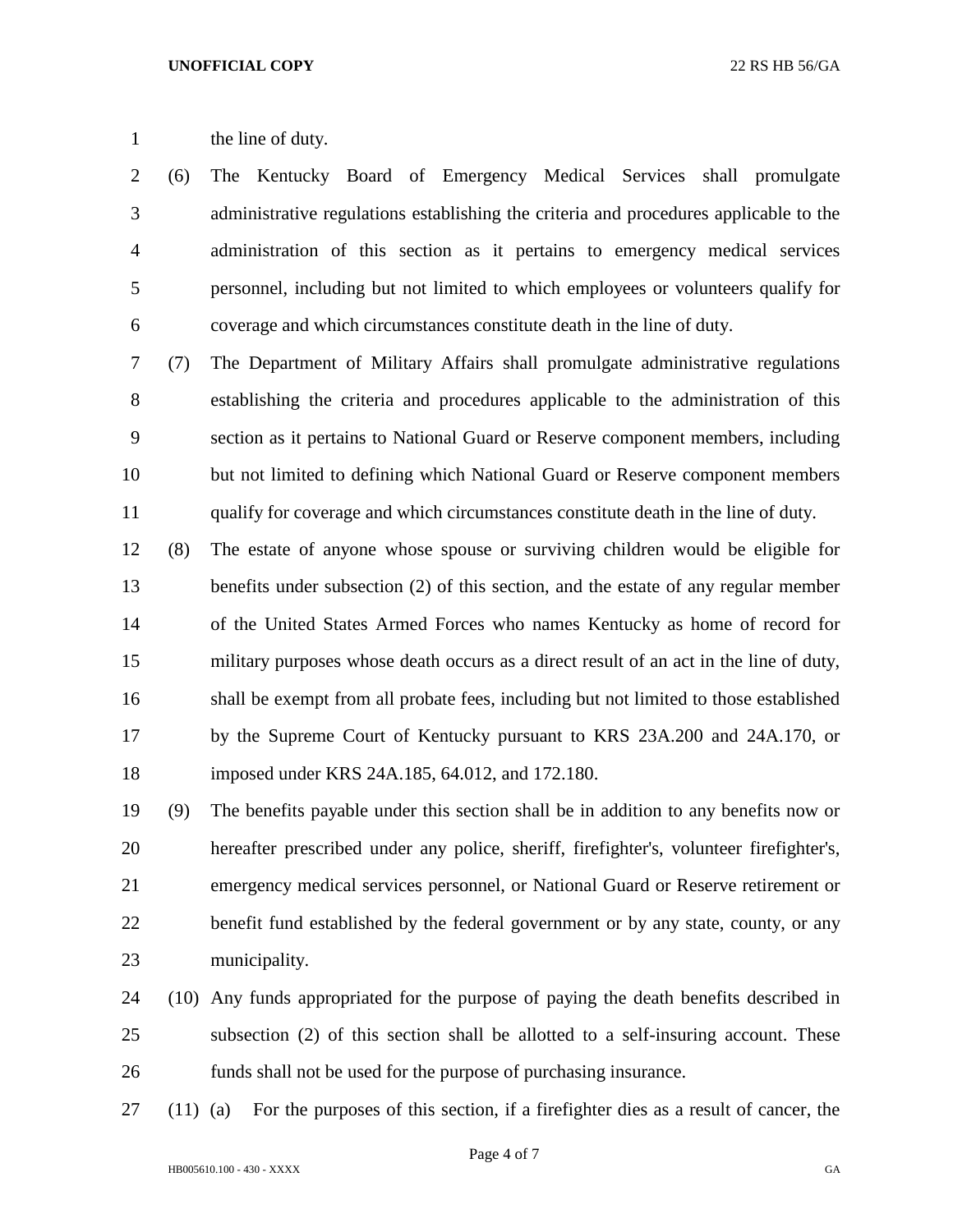the line of duty.

(6) The Kentucky Board of Emergency Medical Services shall promulgate administrative regulations establishing the criteria and procedures applicable to the administration of this section as it pertains to emergency medical services personnel, including but not limited to which employees or volunteers qualify for coverage and which circumstances constitute death in the line of duty.

(7) The Department of Military Affairs shall promulgate administrative regulations establishing the criteria and procedures applicable to the administration of this section as it pertains to National Guard or Reserve component members, including but not limited to defining which National Guard or Reserve component members qualify for coverage and which circumstances constitute death in the line of duty.

(8) The estate of anyone whose spouse or surviving children would be eligible for benefits under subsection (2) of this section, and the estate of any regular member of the United States Armed Forces who names Kentucky as home of record for military purposes whose death occurs as a direct result of an act in the line of duty, shall be exempt from all probate fees, including but not limited to those established by the Supreme Court of Kentucky pursuant to KRS 23A.200 and 24A.170, or imposed under KRS 24A.185, 64.012, and 172.180.

(9) The benefits payable under this section shall be in addition to any benefits now or hereafter prescribed under any police, sheriff, firefighter's, volunteer firefighter's, emergency medical services personnel, or National Guard or Reserve retirement or benefit fund established by the federal government or by any state, county, or any municipality.

(10) Any funds appropriated for the purpose of paying the death benefits described in subsection (2) of this section shall be allotted to a self-insuring account. These funds shall not be used for the purpose of purchasing insurance.

(11) (a) For the purposes of this section, if a firefighter dies as a result of cancer, the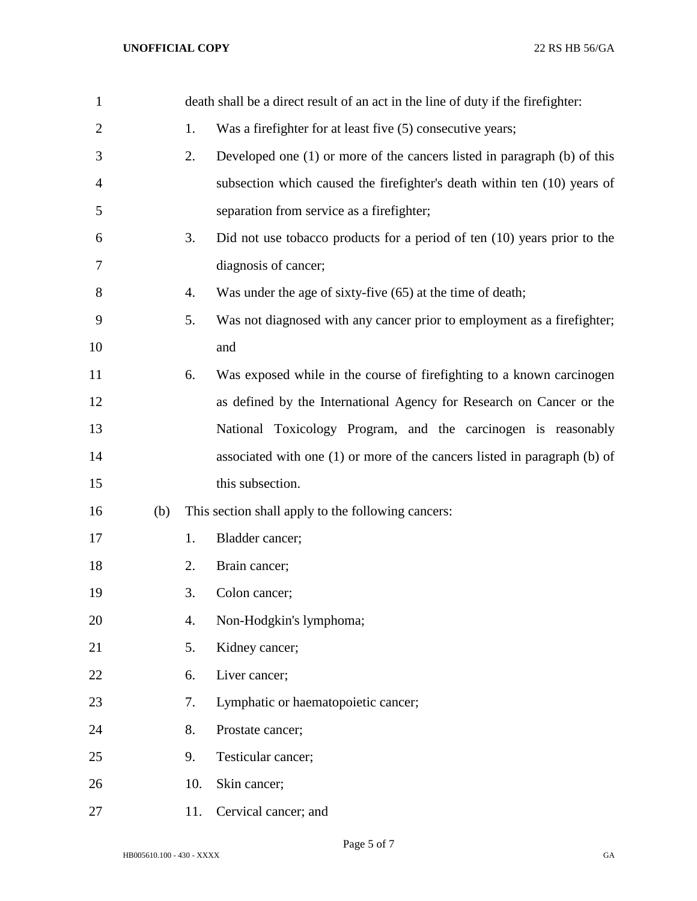death shall be a direct result of an act in the line of duty if the firefighter:

1. Was a firefighter for at least five (5) consecutive years;
2. Developed one (1) or more of the cancers listed in paragraph (b) of this subsection which caused the firefighter's death within ten (10) years of separation from service as a firefighter;
3. Did not use tobacco products for a period of ten (10) years prior to the diagnosis of cancer;
4. Was under the age of sixty-five (65) at the time of death;
5. Was not diagnosed with any cancer prior to employment as a firefighter; and
6. Was exposed while in the course of firefighting to a known carcinogen as defined by the International Agency for Research on Cancer or the National Toxicology Program, and the carcinogen is reasonably associated with one (1) or more of the cancers listed in paragraph (b) of this subsection.

(b) This section shall apply to the following cancers:

1. Bladder cancer;
2. Brain cancer;
3. Colon cancer;
4. Non-Hodgkin's lymphoma;
5. Kidney cancer;
6. Liver cancer;
7. Lymphatic or haematopoietic cancer;
8. Prostate cancer;
9. Testicular cancer;
10. Skin cancer;
11. Cervical cancer; and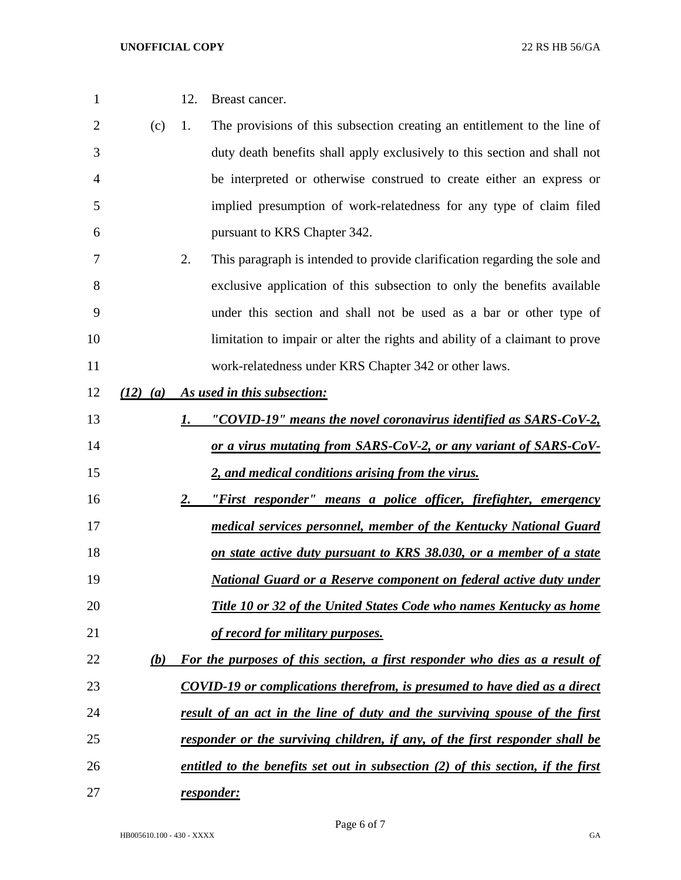12. Breast cancer.

(c) 1. The provisions of this subsection creating an entitlement to the line of duty death benefits shall apply exclusively to this section and shall not be interpreted or otherwise construed to create either an express or implied presumption of work-relatedness for any type of claim filed pursuant to KRS Chapter 342.

2. This paragraph is intended to provide clarification regarding the sole and exclusive application of this subsection to only the benefits available under this section and shall not be used as a bar or other type of limitation to impair or alter the rights and ability of a claimant to prove work-relatedness under KRS Chapter 342 or other laws.

***(12) (a) As used in this subsection:***

***1. "COVID-19" means the novel coronavirus identified as SARS-CoV-2, or a virus mutating from SARS-CoV-2, or any variant of SARS-CoV-2, and medical conditions arising from the virus.***

***2. "First responder" means a police officer, firefighter, emergency medical services personnel, member of the Kentucky National Guard on state active duty pursuant to KRS 38.030, or a member of a state National Guard or a Reserve component on federal active duty under Title 10 or 32 of the United States Code who names Kentucky as home of record for military purposes.***

***(b) For the purposes of this section, a first responder who dies as a result of COVID-19 or complications therefrom, is presumed to have died as a direct result of an act in the line of duty and the surviving spouse of the first responder or the surviving children, if any, of the first responder shall be entitled to the benefits set out in subsection (2) of this section, if the first responder:***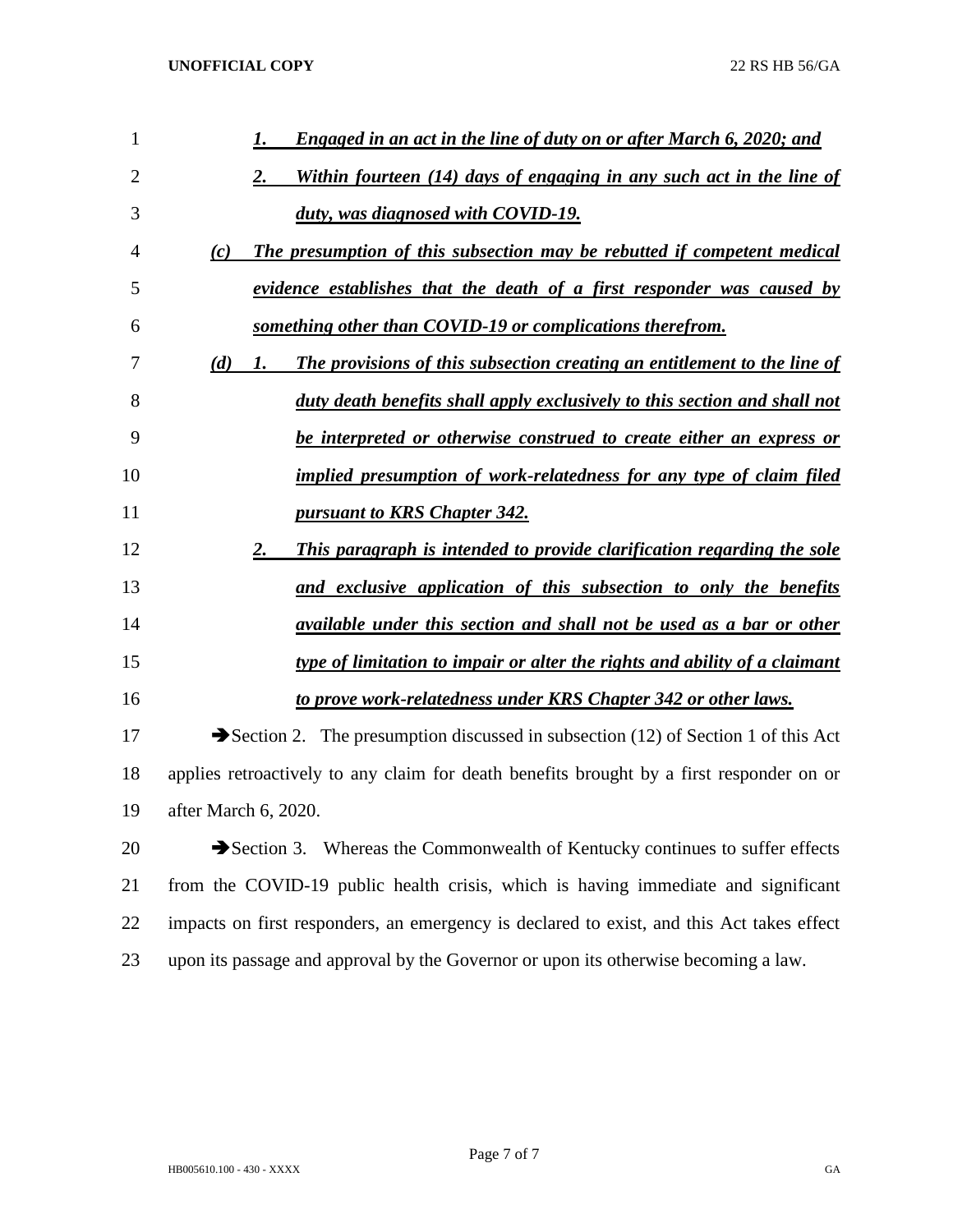*1. Engaged in an act in the line of duty on or after March 6, 2020; and*

*2. Within fourteen (14) days of engaging in any such act in the line of duty, was diagnosed with COVID-19.*

*(c) The presumption of this subsection may be rebutted if competent medical evidence establishes that the death of a first responder was caused by something other than COVID-19 or complications therefrom.*

*(d) 1. The provisions of this subsection creating an entitlement to the line of duty death benefits shall apply exclusively to this section and shall not be interpreted or otherwise construed to create either an express or implied presumption of work-relatedness for any type of claim filed pursuant to KRS Chapter 342.*

*2. This paragraph is intended to provide clarification regarding the sole and exclusive application of this subsection to only the benefits available under this section and shall not be used as a bar or other type of limitation to impair or alter the rights and ability of a claimant to prove work-relatedness under KRS Chapter 342 or other laws.*

➔Section 2. The presumption discussed in subsection (12) of Section 1 of this Act applies retroactively to any claim for death benefits brought by a first responder on or after March 6, 2020.

➔Section 3. Whereas the Commonwealth of Kentucky continues to suffer effects from the COVID-19 public health crisis, which is having immediate and significant impacts on first responders, an emergency is declared to exist, and this Act takes effect upon its passage and approval by the Governor or upon its otherwise becoming a law.